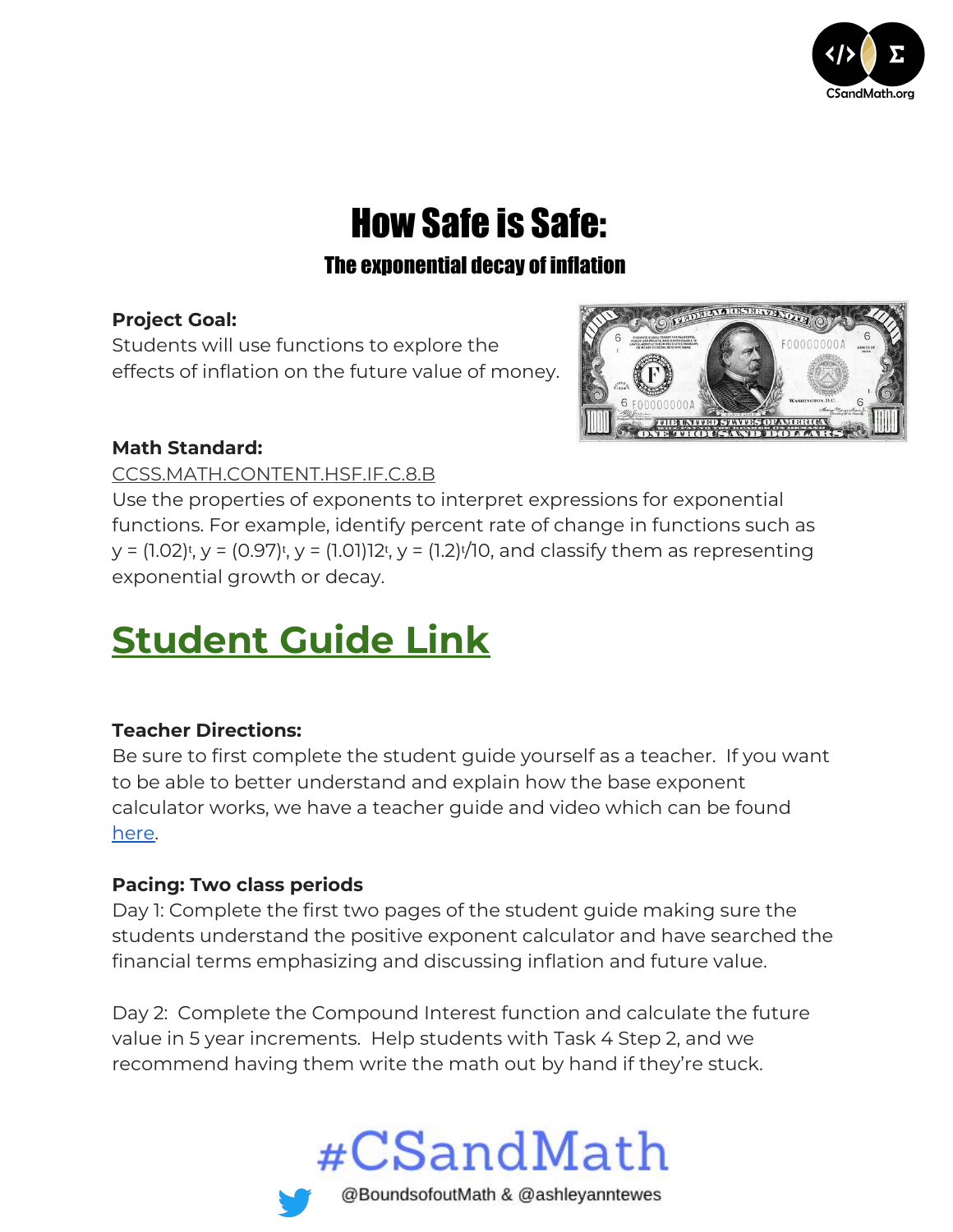# How Safe is Safe:

### The exponential decay of inflation

**Project Goal:**
Students will use functions to explore the effects of inflation on the future value of money.

**Math Standard:**
CCSS.MATH.CONTENT.HSF.IF.C.8.B
Use the properties of exponents to interpret expressions for exponential functions. For example, identify percent rate of change in functions such as $y = (1.02)^t$, $y = (0.97)^t$, $y = (1.01)^{12t}$, $y = (1.2)^{t/10}$, and classify them as representing exponential growth or decay.

## Student Guide Link

**Teacher Directions:**
Be sure to first complete the student guide yourself as a teacher. If you want to be able to better understand and explain how the base exponent calculator works, we have a teacher guide and video which can be found here.

**Pacing: Two class periods**
Day 1: Complete the first two pages of the student guide making sure the students understand the positive exponent calculator and have searched the financial terms emphasizing and discussing inflation and future value.

Day 2: Complete the Compound Interest function and calculate the future value in 5 year increments. Help students with Task 4 Step 2, and we recommend having them write the math out by hand if they're stuck.

#CSandMath

@BoundsofoutMath & @ashleyanntewes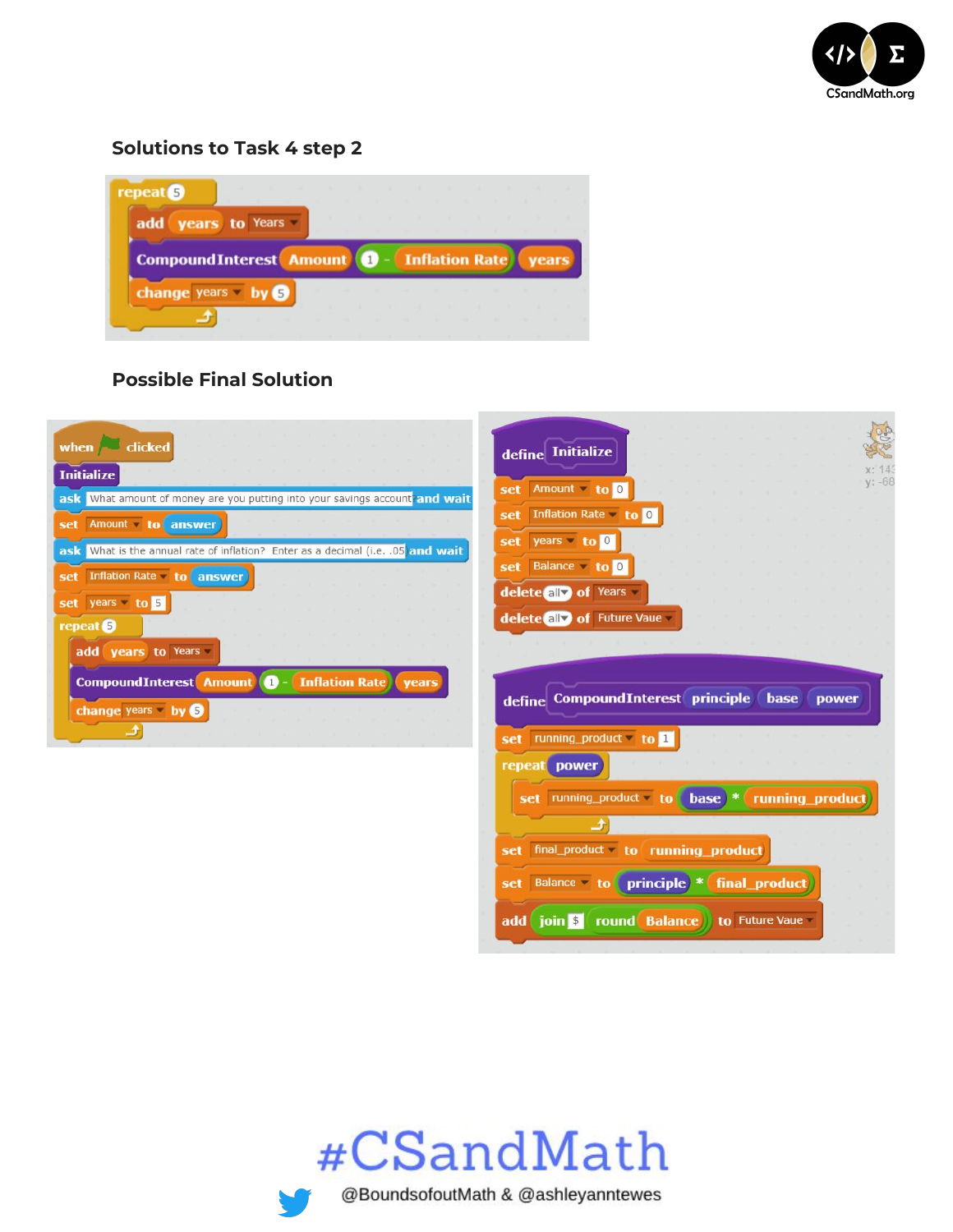## Solutions to Task 4 step 2

```
repeat 5
    add (years) to [Years]
    CompoundInterest (Amount) ((1) - (Inflation Rate)) (years)
    change [years] by 5
```

## Possible Final Solution

```
when flag clicked
Initialize
ask [What amount of money are you putting into your savings account] and wait
set [Amount] to (answer)
ask [What is the annual rate of inflation?  Enter as a decimal (i.e. .05] and wait
set [Inflation Rate] to (answer)
set [years] to 5
repeat 5
    add (years) to [Years]
    CompoundInterest (Amount) ((1) - (Inflation Rate)) (years)
    change [years] by 5
```

```
define Initialize
set [Amount] to 0
set [Inflation Rate] to 0
set [years] to 0
set [Balance] to 0
delete (all) of [Years]
delete (all) of [Future Vaue]
```

```
define CompoundInterest (principle) (base) (power)
set [running_product] to 1
repeat (power)
    set [running_product] to ((base) * (running_product))
set [final_product] to (running_product)
set [Balance] to ((principle) * (final_product))
add (join [$] (round (Balance))) to [Future Vaue]
```

#CSandMath

@BoundsofoutMath & @ashleyanntewes